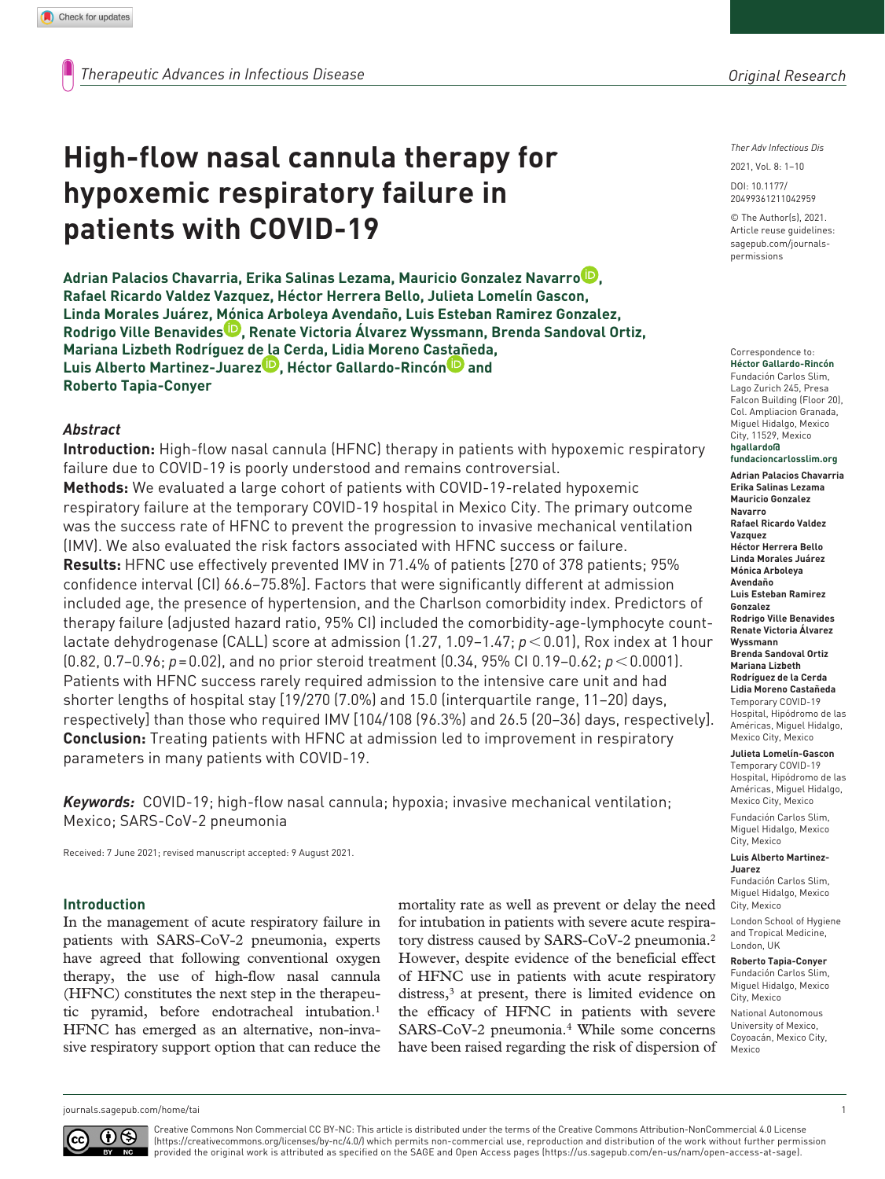# High-flow nasal cannula therapy for hypoxemic respiratory failure in patients with COVID-19

**Adrian Palacios Chavarria, Erika Salinas Lezama, Mauricio Gonzalez Navarro, Rafael Ricardo Valdez Vazquez, Héctor Herrera Bello, Julieta Lomelín Gascon, Linda Morales Juárez, Mónica Arboleya Avendaño, Luis Esteban Ramirez Gonzalez, Rodrigo Ville Benavides, Renate Victoria Álvarez Wyssmann, Brenda Sandoval Ortiz, Mariana Lizbeth Rodríguez de la Cerda, Lidia Moreno Castañeda, Luis Alberto Martinez-Juarez, Héctor Gallardo-Rincón and Roberto Tapia-Conyer**

Ther Adv Infectious Dis

2021, Vol. 8: 1–10

DOI: 10.1177/20499361211042959

© The Author(s), 2021. Article reuse guidelines: sagepub.com/journals-permissions

Correspondence to: **Héctor Gallardo-Rincón**
Fundación Carlos Slim, Lago Zurich 245, Presa Falcon Building (Floor 20), Col. Ampliacion Granada, Miguel Hidalgo, Mexico City, 11529, Mexico
**hgallardo@fundacioncarlosslim.org**

**Adrian Palacios Chavarria, Erika Salinas Lezama, Mauricio Gonzalez Navarro, Rafael Ricardo Valdez Vazquez, Héctor Herrera Bello, Linda Morales Juárez, Mónica Arboleya Avendaño, Luis Esteban Ramirez Gonzalez, Rodrigo Ville Benavides, Renate Victoria Álvarez Wyssmann, Brenda Sandoval Ortiz, Mariana Lizbeth Rodríguez de la Cerda, Lidia Moreno Castañeda**
Temporary COVID-19 Hospital, Hipódromo de las Américas, Miguel Hidalgo, Mexico City, Mexico

**Julieta Lomelín-Gascon**
Temporary COVID-19 Hospital, Hipódromo de las Américas, Miguel Hidalgo, Mexico City, Mexico
Fundación Carlos Slim, Miguel Hidalgo, Mexico City, Mexico

**Luis Alberto Martinez-Juarez**
Fundación Carlos Slim, Miguel Hidalgo, Mexico City, Mexico
London School of Hygiene and Tropical Medicine, London, UK

**Roberto Tapia-Conyer**
Fundación Carlos Slim, Miguel Hidalgo, Mexico City, Mexico
National Autonomous University of Mexico, Coyoacán, Mexico City, Mexico

## Abstract

**Introduction:** High-flow nasal cannula (HFNC) therapy in patients with hypoxemic respiratory failure due to COVID-19 is poorly understood and remains controversial.

**Methods:** We evaluated a large cohort of patients with COVID-19-related hypoxemic respiratory failure at the temporary COVID-19 hospital in Mexico City. The primary outcome was the success rate of HFNC to prevent the progression to invasive mechanical ventilation (IMV). We also evaluated the risk factors associated with HFNC success or failure.

**Results:** HFNC use effectively prevented IMV in 71.4% of patients [270 of 378 patients; 95% confidence interval (CI) 66.6–75.8%]. Factors that were significantly different at admission included age, the presence of hypertension, and the Charlson comorbidity index. Predictors of therapy failure (adjusted hazard ratio, 95% CI) included the comorbidity-age-lymphocyte count-lactate dehydrogenase (CALL) score at admission (1.27, 1.09–1.47; $p < 0.01$), Rox index at 1 hour (0.82, 0.7–0.96; $p = 0.02$), and no prior steroid treatment (0.34, 95% CI 0.19–0.62; $p < 0.0001$). Patients with HFNC success rarely required admission to the intensive care unit and had shorter lengths of hospital stay [19/270 (7.0%) and 15.0 (interquartile range, 11–20) days, respectively] than those who required IMV [104/108 (96.3%) and 26.5 (20–36) days, respectively].

**Conclusion:** Treating patients with HFNC at admission led to improvement in respiratory parameters in many patients with COVID-19.

***Keywords:*** COVID-19; high-flow nasal cannula; hypoxia; invasive mechanical ventilation; Mexico; SARS-CoV-2 pneumonia

Received: 7 June 2021; revised manuscript accepted: 9 August 2021.

## Introduction

In the management of acute respiratory failure in patients with SARS-CoV-2 pneumonia, experts have agreed that following conventional oxygen therapy, the use of high-flow nasal cannula (HFNC) constitutes the next step in the therapeutic pyramid, before endotracheal intubation.[1] HFNC has emerged as an alternative, non-invasive respiratory support option that can reduce the mortality rate as well as prevent or delay the need for intubation in patients with severe acute respiratory distress caused by SARS-CoV-2 pneumonia.[2] However, despite evidence of the beneficial effect of HFNC use in patients with acute respiratory distress,[3] at present, there is limited evidence on the efficacy of HFNC in patients with severe SARS-CoV-2 pneumonia.[4] While some concerns have been raised regarding the risk of dispersion of

Creative Commons Non Commercial CC BY-NC: This article is distributed under the terms of the Creative Commons Attribution-NonCommercial 4.0 License (https://creativecommons.org/licenses/by-nc/4.0/) which permits non-commercial use, reproduction and distribution of the work without further permission provided the original work is attributed as specified on the SAGE and Open Access pages (https://us.sagepub.com/en-us/nam/open-access-at-sage).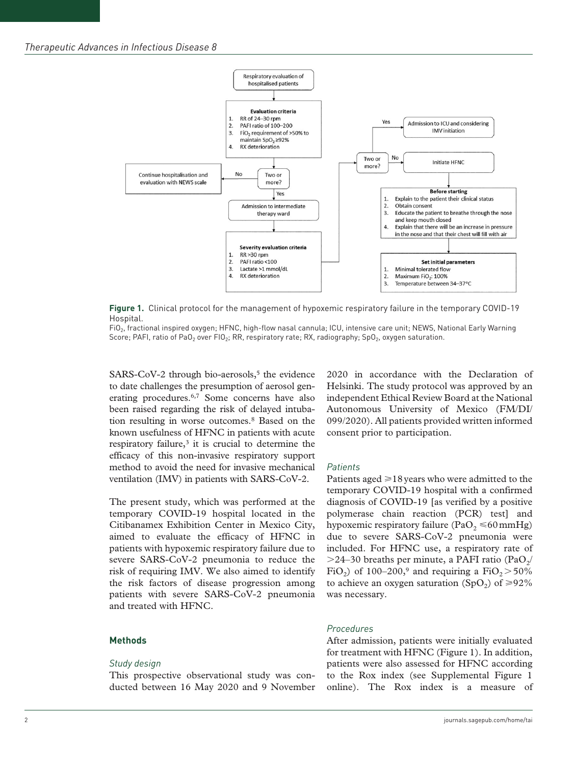Respiratory evaluation of hospitalised patients

**Evaluation criteria**
1. RR of 24–30 rpm
2. PAFI ratio of 100–200
3. $FiO_2$ requirement of >50% to maintain $SpO_2$ ≥92%
4. RX deterioration

Two or more? — No: Continue hospitalisation and evaluation with NEWS scale — Yes: Admission to intermediate therapy ward

**Severity evaluation criteria**
1. RR >30 rpm
2. PAFI ratio <100
3. Lactate >1 mmol/dL
4. RX deterioration

Two or more? — Yes: Admission to ICU and considering IMV initiation — No: Initiate HFNC

**Before starting**
1. Explain to the patient their clinical status
2. Obtain consent
3. Educate the patient to breathe through the nose and keep mouth closed
4. Explain that there will be an increase in pressure in the nose and that their chest will fill with air

**Set initial parameters**
1. Minimal tolerated flow
2. Maximum $FiO_2$: 100%
3. Temperature between 34–37°C

**Figure 1.** Clinical protocol for the management of hypoxemic respiratory failure in the temporary COVID-19 Hospital.

$FiO_2$, fractional inspired oxygen; HFNC, high-flow nasal cannula; ICU, intensive care unit; NEWS, National Early Warning Score; PAFI, ratio of $PaO_2$ over $FIO_2$; RR, respiratory rate; RX, radiography; $SpO_2$, oxygen saturation.

SARS-CoV-2 through bio-aerosols,[5] the evidence to date challenges the presumption of aerosol generating procedures.[6,7] Some concerns have also been raised regarding the risk of delayed intubation resulting in worse outcomes.[8] Based on the known usefulness of HFNC in patients with acute respiratory failure,[3] it is crucial to determine the efficacy of this non-invasive respiratory support method to avoid the need for invasive mechanical ventilation (IMV) in patients with SARS-CoV-2.

The present study, which was performed at the temporary COVID-19 hospital located in the Citibanamex Exhibition Center in Mexico City, aimed to evaluate the efficacy of HFNC in patients with hypoxemic respiratory failure due to severe SARS-CoV-2 pneumonia to reduce the risk of requiring IMV. We also aimed to identify the risk factors of disease progression among patients with severe SARS-CoV-2 pneumonia and treated with HFNC.

## Methods

### *Study design*

This prospective observational study was conducted between 16 May 2020 and 9 November 2020 in accordance with the Declaration of Helsinki. The study protocol was approved by an independent Ethical Review Board at the National Autonomous University of Mexico (FM/DI/099/2020). All patients provided written informed consent prior to participation.

### *Patients*

Patients aged ⩾18 years who were admitted to the temporary COVID-19 hospital with a confirmed diagnosis of COVID-19 [as verified by a positive polymerase chain reaction (PCR) test] and hypoxemic respiratory failure ($PaO_2 \leqslant 60$ mmHg) due to severe SARS-CoV-2 pneumonia were included. For HFNC use, a respiratory rate of >24–30 breaths per minute, a PAFI ratio ($PaO_2/FiO_2$) of 100–200,[9] and requiring a $FiO_2 > 50\%$ to achieve an oxygen saturation ($SpO_2$) of ⩾92% was necessary.

### *Procedures*

After admission, patients were initially evaluated for treatment with HFNC (Figure 1). In addition, patients were also assessed for HFNC according to the Rox index (see Supplemental Figure 1 online). The Rox index is a measure of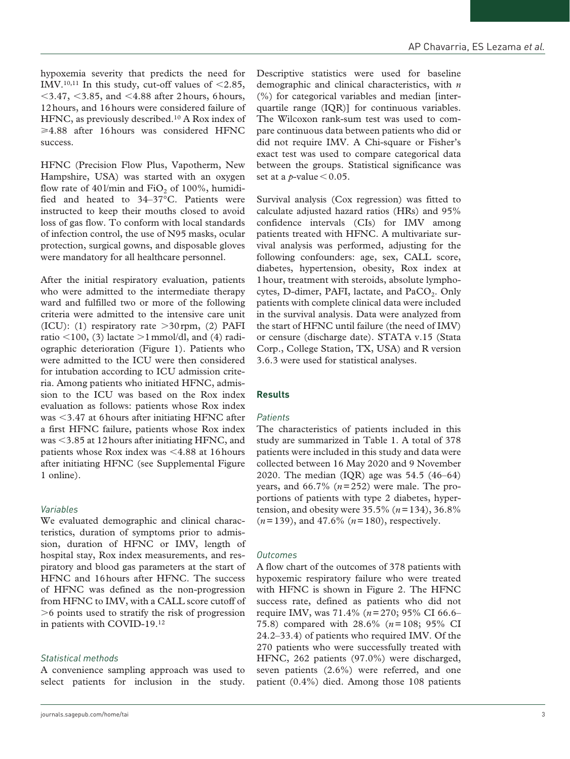hypoxemia severity that predicts the need for IMV.[10,11] In this study, cut-off values of <2.85, <3.47, <3.85, and <4.88 after 2 hours, 6 hours, 12 hours, and 16 hours were considered failure of HFNC, as previously described.[10] A Rox index of ⩾4.88 after 16 hours was considered HFNC success.

HFNC (Precision Flow Plus, Vapotherm, New Hampshire, USA) was started with an oxygen flow rate of 40 l/min and $FiO_2$ of 100%, humidified and heated to 34–37°C. Patients were instructed to keep their mouths closed to avoid loss of gas flow. To conform with local standards of infection control, the use of N95 masks, ocular protection, surgical gowns, and disposable gloves were mandatory for all healthcare personnel.

After the initial respiratory evaluation, patients who were admitted to the intermediate therapy ward and fulfilled two or more of the following criteria were admitted to the intensive care unit (ICU): (1) respiratory rate >30 rpm, (2) PAFI ratio <100, (3) lactate >1 mmol/dl, and (4) radiographic deterioration (Figure 1). Patients who were admitted to the ICU were then considered for intubation according to ICU admission criteria. Among patients who initiated HFNC, admission to the ICU was based on the Rox index evaluation as follows: patients whose Rox index was <3.47 at 6 hours after initiating HFNC after a first HFNC failure, patients whose Rox index was <3.85 at 12 hours after initiating HFNC, and patients whose Rox index was <4.88 at 16 hours after initiating HFNC (see Supplemental Figure 1 online).

### *Variables*

We evaluated demographic and clinical characteristics, duration of symptoms prior to admission, duration of HFNC or IMV, length of hospital stay, Rox index measurements, and respiratory and blood gas parameters at the start of HFNC and 16 hours after HFNC. The success of HFNC was defined as the non-progression from HFNC to IMV, with a CALL score cutoff of >6 points used to stratify the risk of progression in patients with COVID-19.[12]

### *Statistical methods*

A convenience sampling approach was used to select patients for inclusion in the study. Descriptive statistics were used for baseline demographic and clinical characteristics, with *n* (%) for categorical variables and median [interquartile range (IQR)] for continuous variables. The Wilcoxon rank-sum test was used to compare continuous data between patients who did or did not require IMV. A Chi-square or Fisher's exact test was used to compare categorical data between the groups. Statistical significance was set at a $p$-value $< 0.05$.

Survival analysis (Cox regression) was fitted to calculate adjusted hazard ratios (HRs) and 95% confidence intervals (CIs) for IMV among patients treated with HFNC. A multivariate survival analysis was performed, adjusting for the following confounders: age, sex, CALL score, diabetes, hypertension, obesity, Rox index at 1 hour, treatment with steroids, absolute lymphocytes, D-dimer, PAFI, lactate, and $PaCO_2$. Only patients with complete clinical data were included in the survival analysis. Data were analyzed from the start of HFNC until failure (the need of IMV) or censure (discharge date). STATA v.15 (Stata Corp., College Station, TX, USA) and R version 3.6.3 were used for statistical analyses.

## **Results**

### *Patients*

The characteristics of patients included in this study are summarized in Table 1. A total of 378 patients were included in this study and data were collected between 16 May 2020 and 9 November 2020. The median (IQR) age was 54.5 (46–64) years, and 66.7% ($n = 252$) were male. The proportions of patients with type 2 diabetes, hypertension, and obesity were 35.5% ($n = 134$), 36.8% ($n = 139$), and 47.6% ($n = 180$), respectively.

### *Outcomes*

A flow chart of the outcomes of 378 patients with hypoxemic respiratory failure who were treated with HFNC is shown in Figure 2. The HFNC success rate, defined as patients who did not require IMV, was 71.4% ($n = 270$; 95% CI 66.6–75.8) compared with 28.6% ($n = 108$; 95% CI 24.2–33.4) of patients who required IMV. Of the 270 patients who were successfully treated with HFNC, 262 patients (97.0%) were discharged, seven patients (2.6%) were referred, and one patient (0.4%) died. Among those 108 patients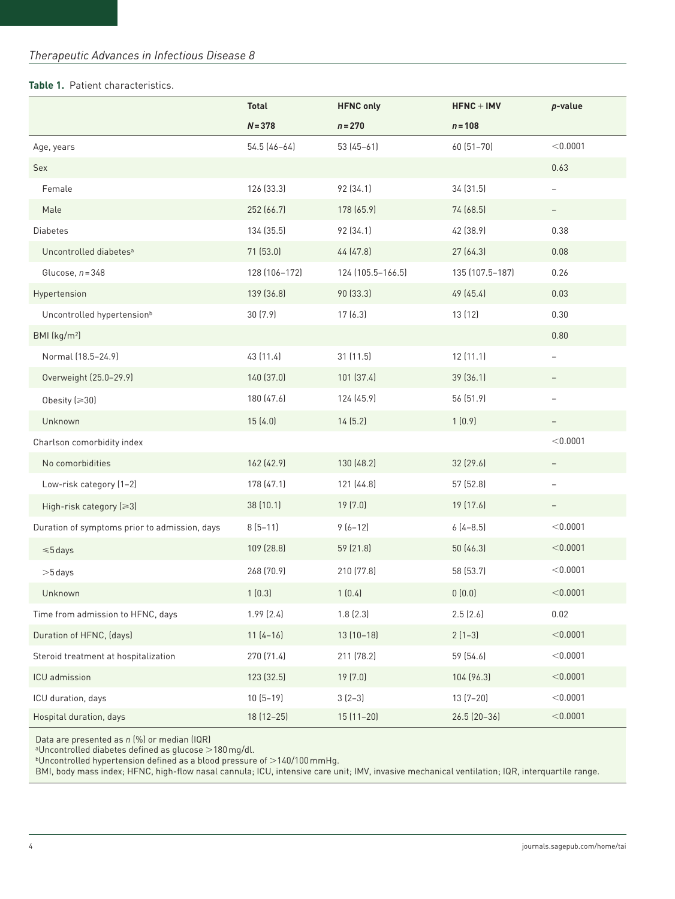**Table 1.** Patient characteristics.

| | **Total** | **HFNC only** | **HFNC + IMV** | ***p*-value** |
|---|---|---|---|---|
| | ***N* = 378** | ***n* = 270** | ***n* = 108** | |
| Age, years | 54.5 (46–64) | 53 (45–61) | 60 (51–70) | <0.0001 |
| Sex | | | | 0.63 |
| Female | 126 (33.3) | 92 (34.1) | 34 (31.5) | – |
| Male | 252 (66.7) | 178 (65.9) | 74 (68.5) | – |
| Diabetes | 134 (35.5) | 92 (34.1) | 42 (38.9) | 0.38 |
| Uncontrolled diabetes[a] | 71 (53.0) | 44 (47.8) | 27 (64.3) | 0.08 |
| Glucose, *n* = 348 | 128 (106–172) | 124 (105.5–166.5) | 135 (107.5–187) | 0.26 |
| Hypertension | 139 (36.8) | 90 (33.3) | 49 (45.4) | 0.03 |
| Uncontrolled hypertension[b] | 30 (7.9) | 17 (6.3) | 13 (12) | 0.30 |
| BMI (kg/m$^2$) | | | | 0.80 |
| Normal (18.5–24.9) | 43 (11.4) | 31 (11.5) | 12 (11.1) | – |
| Overweight (25.0–29.9) | 140 (37.0) | 101 (37.4) | 39 (36.1) | – |
| Obesity (⩾30) | 180 (47.6) | 124 (45.9) | 56 (51.9) | – |
| Unknown | 15 (4.0) | 14 (5.2) | 1 (0.9) | – |
| Charlson comorbidity index | | | | <0.0001 |
| No comorbidities | 162 (42.9) | 130 (48.2) | 32 (29.6) | – |
| Low-risk category (1–2) | 178 (47.1) | 121 (44.8) | 57 (52.8) | – |
| High-risk category (⩾3) | 38 (10.1) | 19 (7.0) | 19 (17.6) | – |
| Duration of symptoms prior to admission, days | 8 (5–11) | 9 (6–12) | 6 (4–8.5) | <0.0001 |
| ⩽5 days | 109 (28.8) | 59 (21.8) | 50 (46.3) | <0.0001 |
| >5 days | 268 (70.9) | 210 (77.8) | 58 (53.7) | <0.0001 |
| Unknown | 1 (0.3) | 1 (0.4) | 0 (0.0) | <0.0001 |
| Time from admission to HFNC, days | 1.99 (2.4) | 1.8 (2.3) | 2.5 (2.6) | 0.02 |
| Duration of HFNC, (days) | 11 (4–16) | 13 (10–18) | 2 (1–3) | <0.0001 |
| Steroid treatment at hospitalization | 270 (71.4) | 211 (78.2) | 59 (54.6) | <0.0001 |
| ICU admission | 123 (32.5) | 19 (7.0) | 104 (96.3) | <0.0001 |
| ICU duration, days | 10 (5–19) | 3 (2–3) | 13 (7–20) | <0.0001 |
| Hospital duration, days | 18 (12–25) | 15 (11–20) | 26.5 (20–36) | <0.0001 |

Data are presented as *n* (%) or median (IQR)
[a]Uncontrolled diabetes defined as glucose >180 mg/dl.
[b]Uncontrolled hypertension defined as a blood pressure of >140/100 mmHg.
BMI, body mass index; HFNC, high-flow nasal cannula; ICU, intensive care unit; IMV, invasive mechanical ventilation; IQR, interquartile range.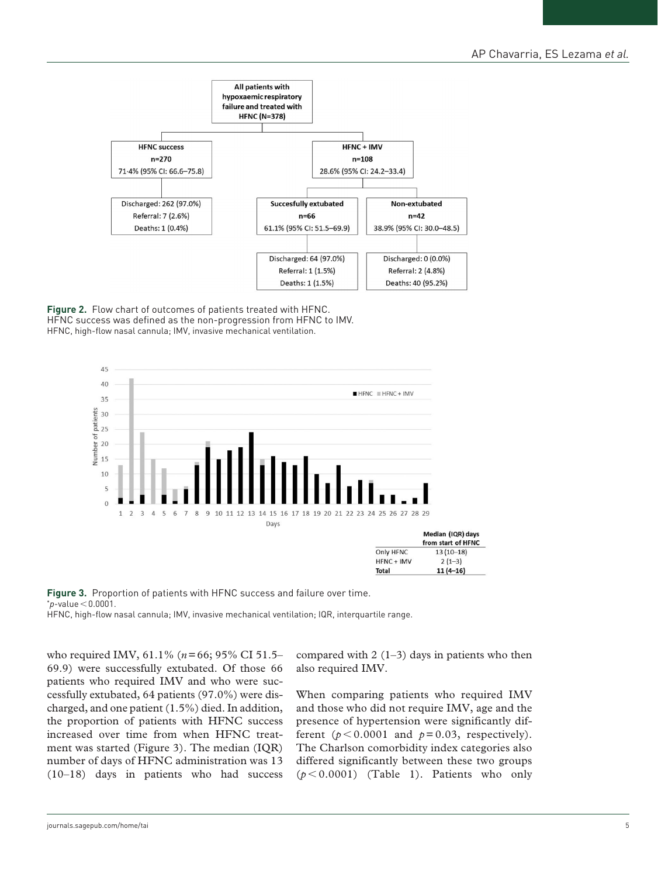**Figure 2.** Flow chart of outcomes of patients treated with HFNC.
HFNC success was defined as the non-progression from HFNC to IMV.
HFNC, high-flow nasal cannula; IMV, invasive mechanical ventilation.

All patients with hypoxaemic respiratory failure and treated with HFNC (N=378)

- HFNC success, n=270, 71·4% (95% CI: 66.6–75.8)
  - Discharged: 262 (97.0%); Referral: 7 (2.6%); Deaths: 1 (0.4%)
- HFNC + IMV, n=108, 28.6% (95% CI: 24.2–33.4)
  - Succesfully extubated, n=66, 61.1% (95% CI: 51.5–69.9)
    - Discharged: 64 (97.0%); Referral: 1 (1.5%); Deaths: 1 (1.5%)
  - Non-extubated, n=42, 38.9% (95% CI: 30.0–48.5)
    - Discharged: 0 (0.0%); Referral: 2 (4.8%); Deaths: 40 (95.2%)

| | Median (IQR) days from start of HFNC |
|---|---|
| Only HFNC | 13 (10–18) |
| HFNC + IMV | 2 (1–3) |
| **Total** | **11 (4–16)** |

**Figure 3.** Proportion of patients with HFNC success and failure over time.
*$p$-value $< 0.0001$.
HFNC, high-flow nasal cannula; IMV, invasive mechanical ventilation; IQR, interquartile range.

who required IMV, 61.1% ($n = 66$; 95% CI 51.5–69.9) were successfully extubated. Of those 66 patients who required IMV and who were successfully extubated, 64 patients (97.0%) were discharged, and one patient (1.5%) died. In addition, the proportion of patients with HFNC success increased over time from when HFNC treatment was started (Figure 3). The median (IQR) number of days of HFNC administration was 13 (10–18) days in patients who had success compared with 2 (1–3) days in patients who then also required IMV.

When comparing patients who required IMV and those who did not require IMV, age and the presence of hypertension were significantly different ($p < 0.0001$ and $p = 0.03$, respectively). The Charlson comorbidity index categories also differed significantly between these two groups ($p < 0.0001$) (Table 1). Patients who only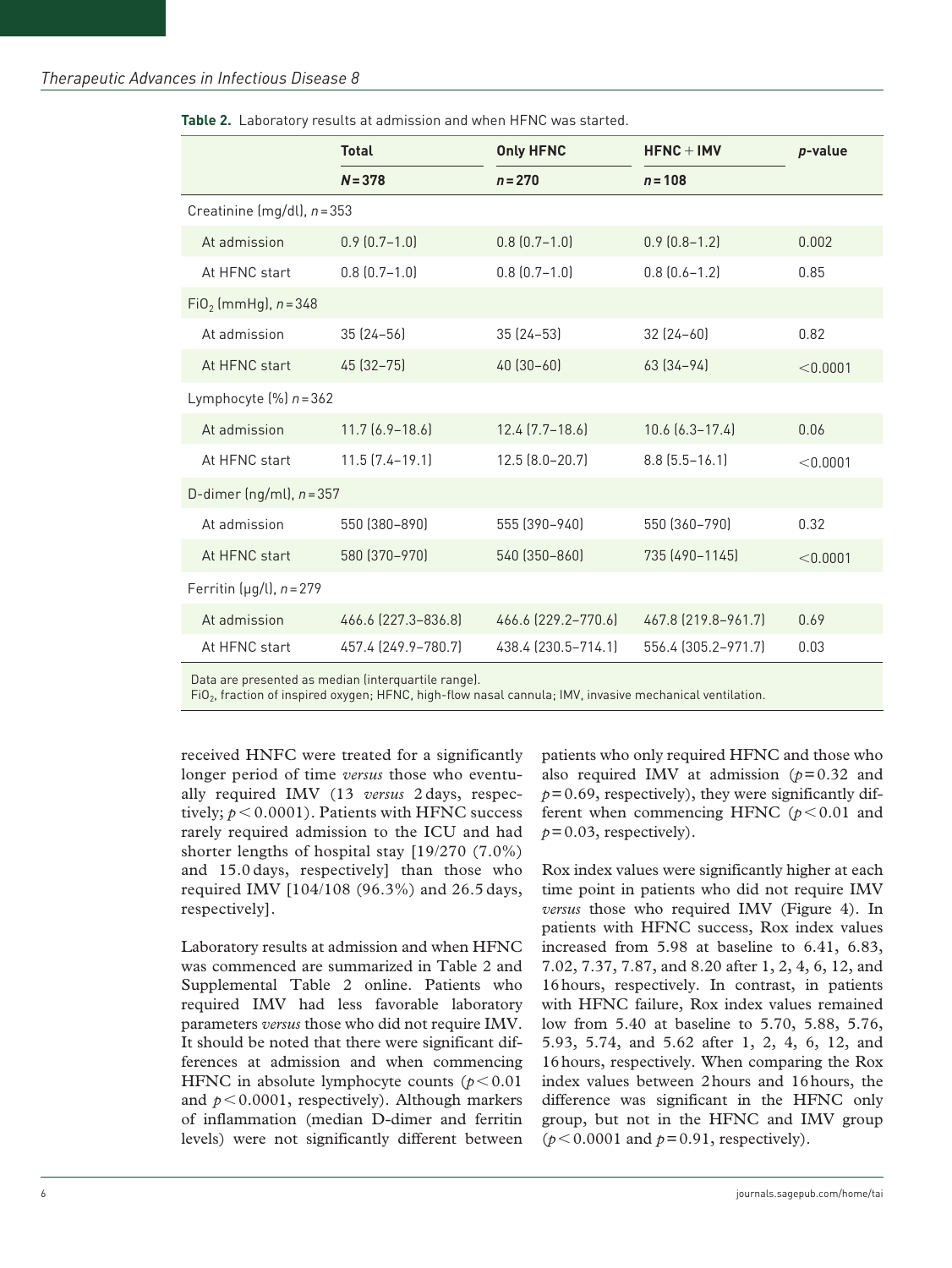**Table 2.** Laboratory results at admission and when HFNC was started.

| | Total | Only HFNC | HFNC + IMV | *p*-value |
|---|---|---|---|---|
| | *N* = 378 | *n* = 270 | *n* = 108 | |
| Creatinine (mg/dl), *n* = 353 | | | | |
| At admission | 0.9 (0.7–1.0) | 0.8 (0.7–1.0) | 0.9 (0.8–1.2) | 0.002 |
| At HFNC start | 0.8 (0.7–1.0) | 0.8 (0.7–1.0) | 0.8 (0.6–1.2) | 0.85 |
| $FiO_2$ (mmHg), *n* = 348 | | | | |
| At admission | 35 (24–56) | 35 (24–53) | 32 (24–60) | 0.82 |
| At HFNC start | 45 (32–75) | 40 (30–60) | 63 (34–94) | <0.0001 |
| Lymphocyte (%) *n* = 362 | | | | |
| At admission | 11.7 (6.9–18.6) | 12.4 (7.7–18.6) | 10.6 (6.3–17.4) | 0.06 |
| At HFNC start | 11.5 (7.4–19.1) | 12.5 (8.0–20.7) | 8.8 (5.5–16.1) | <0.0001 |
| D-dimer (ng/ml), *n* = 357 | | | | |
| At admission | 550 (380–890) | 555 (390–940) | 550 (360–790) | 0.32 |
| At HFNC start | 580 (370–970) | 540 (350–860) | 735 (490–1145) | <0.0001 |
| Ferritin (μg/l), *n* = 279 | | | | |
| At admission | 466.6 (227.3–836.8) | 466.6 (229.2–770.6) | 467.8 (219.8–961.7) | 0.69 |
| At HFNC start | 457.4 (249.9–780.7) | 438.4 (230.5–714.1) | 556.4 (305.2–971.7) | 0.03 |

Data are presented as median (interquartile range).
$FiO_2$, fraction of inspired oxygen; HFNC, high-flow nasal cannula; IMV, invasive mechanical ventilation.

received HNFC were treated for a significantly longer period of time *versus* those who eventually required IMV (13 *versus* 2 days, respectively; $p < 0.0001$). Patients with HFNC success rarely required admission to the ICU and had shorter lengths of hospital stay [19/270 (7.0%) and 15.0 days, respectively] than those who required IMV [104/108 (96.3%) and 26.5 days, respectively].

Laboratory results at admission and when HFNC was commenced are summarized in Table 2 and Supplemental Table 2 online. Patients who required IMV had less favorable laboratory parameters *versus* those who did not require IMV. It should be noted that there were significant differences at admission and when commencing HFNC in absolute lymphocyte counts ($p < 0.01$ and $p < 0.0001$, respectively). Although markers of inflammation (median D-dimer and ferritin levels) were not significantly different between patients who only required HFNC and those who also required IMV at admission ($p = 0.32$ and $p = 0.69$, respectively), they were significantly different when commencing HFNC ($p < 0.01$ and $p = 0.03$, respectively).

Rox index values were significantly higher at each time point in patients who did not require IMV *versus* those who required IMV (Figure 4). In patients with HFNC success, Rox index values increased from 5.98 at baseline to 6.41, 6.83, 7.02, 7.37, 7.87, and 8.20 after 1, 2, 4, 6, 12, and 16 hours, respectively. In contrast, in patients with HFNC failure, Rox index values remained low from 5.40 at baseline to 5.70, 5.88, 5.76, 5.93, 5.74, and 5.62 after 1, 2, 4, 6, 12, and 16 hours, respectively. When comparing the Rox index values between 2 hours and 16 hours, the difference was significant in the HFNC only group, but not in the HFNC and IMV group ($p < 0.0001$ and $p = 0.91$, respectively).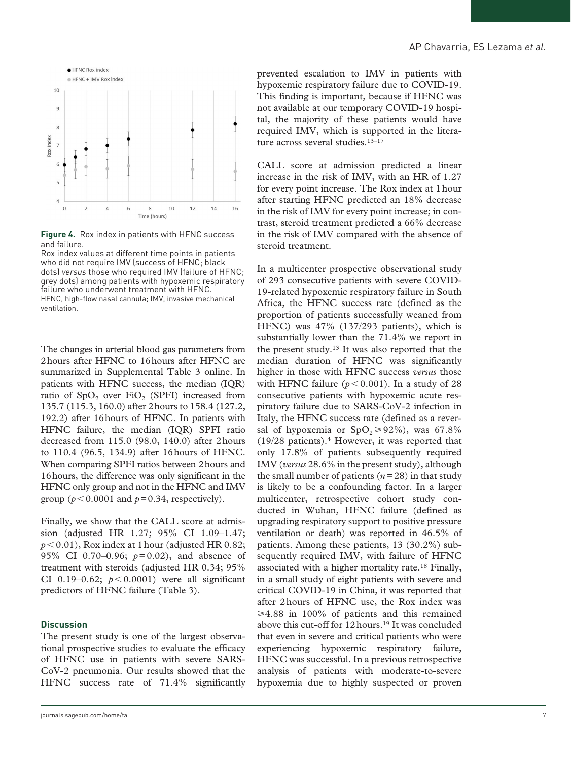**Figure 4.** Rox index in patients with HFNC success and failure.

Rox index values at different time points in patients who did not require IMV (success of HFNC; black dots) *versus* those who required IMV (failure of HFNC; grey dots) among patients with hypoxemic respiratory failure who underwent treatment with HFNC.

HFNC, high-flow nasal cannula; IMV, invasive mechanical ventilation.

The changes in arterial blood gas parameters from 2 hours after HFNC to 16 hours after HFNC are summarized in Supplemental Table 3 online. In patients with HFNC success, the median (IQR) ratio of $SpO_2$ over $FiO_2$ (SPFI) increased from 135.7 (115.3, 160.0) after 2 hours to 158.4 (127.2, 192.2) after 16 hours of HFNC. In patients with HFNC failure, the median (IQR) SPFI ratio decreased from 115.0 (98.0, 140.0) after 2 hours to 110.4 (96.5, 134.9) after 16 hours of HFNC. When comparing SPFI ratios between 2 hours and 16 hours, the difference was only significant in the HFNC only group and not in the HFNC and IMV group ($p < 0.0001$ and $p = 0.34$, respectively).

Finally, we show that the CALL score at admission (adjusted HR 1.27; 95% CI 1.09–1.47; $p < 0.01$), Rox index at 1 hour (adjusted HR 0.82; 95% CI 0.70–0.96; $p = 0.02$), and absence of treatment with steroids (adjusted HR 0.34; 95% CI 0.19–0.62; $p < 0.0001$) were all significant predictors of HFNC failure (Table 3).

## Discussion

The present study is one of the largest observational prospective studies to evaluate the efficacy of HFNC use in patients with severe SARS-CoV-2 pneumonia. Our results showed that the HFNC success rate of 71.4% significantly prevented escalation to IMV in patients with hypoxemic respiratory failure due to COVID-19. This finding is important, because if HFNC was not available at our temporary COVID-19 hospital, the majority of these patients would have required IMV, which is supported in the literature across several studies.[13–17]

CALL score at admission predicted a linear increase in the risk of IMV, with an HR of 1.27 for every point increase. The Rox index at 1 hour after starting HFNC predicted an 18% decrease in the risk of IMV for every point increase; in contrast, steroid treatment predicted a 66% decrease in the risk of IMV compared with the absence of steroid treatment.

In a multicenter prospective observational study of 293 consecutive patients with severe COVID-19-related hypoxemic respiratory failure in South Africa, the HFNC success rate (defined as the proportion of patients successfully weaned from HFNC) was 47% (137/293 patients), which is substantially lower than the 71.4% we report in the present study.[13] It was also reported that the median duration of HFNC was significantly higher in those with HFNC success *versus* those with HFNC failure ($p < 0.001$). In a study of 28 consecutive patients with hypoxemic acute respiratory failure due to SARS-CoV-2 infection in Italy, the HFNC success rate (defined as a reversal of hypoxemia or $SpO_2 \geq 92\%$), was 67.8% (19/28 patients).[4] However, it was reported that only 17.8% of patients subsequently required IMV (*versus* 28.6% in the present study), although the small number of patients ($n = 28$) in that study is likely to be a confounding factor. In a larger multicenter, retrospective cohort study conducted in Wuhan, HFNC failure (defined as upgrading respiratory support to positive pressure ventilation or death) was reported in 46.5% of patients. Among these patients, 13 (30.2%) subsequently required IMV, with failure of HFNC associated with a higher mortality rate.[18] Finally, in a small study of eight patients with severe and critical COVID-19 in China, it was reported that after 2 hours of HFNC use, the Rox index was $\geq 4.88$ in 100% of patients and this remained above this cut-off for 12 hours.[19] It was concluded that even in severe and critical patients who were experiencing hypoxemic respiratory failure, HFNC was successful. In a previous retrospective analysis of patients with moderate-to-severe hypoxemia due to highly suspected or proven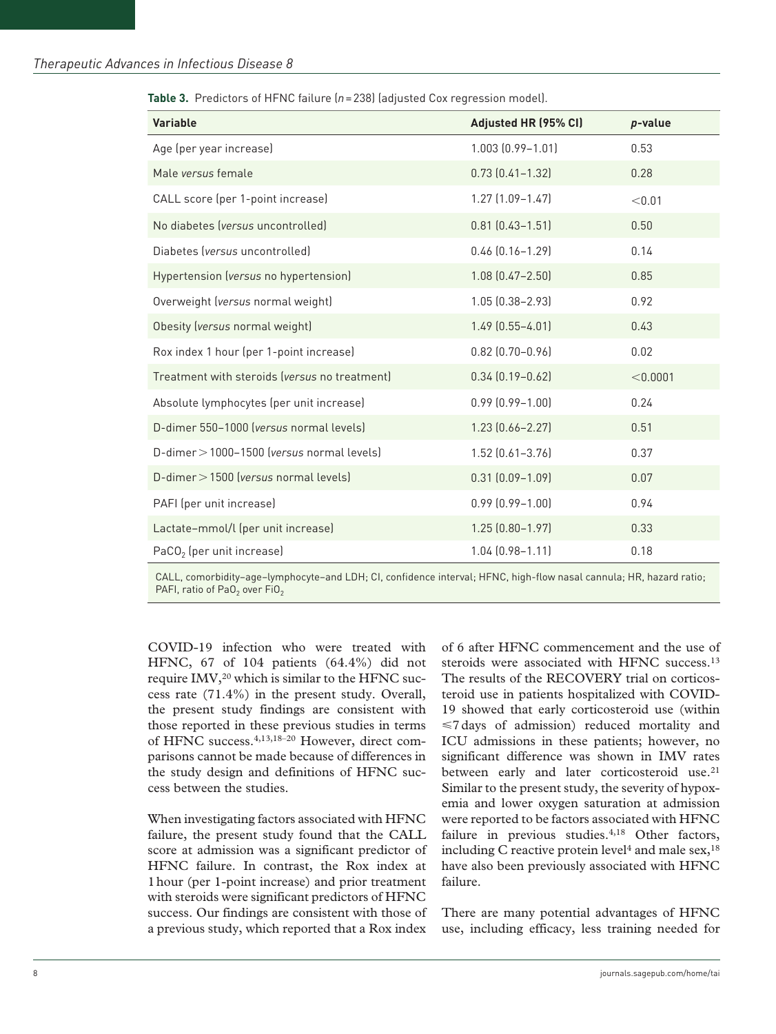**Table 3.** Predictors of HFNC failure ($n = 238$) (adjusted Cox regression model).

| Variable | Adjusted HR (95% CI) | *p*-value |
|---|---|---|
| Age (per year increase) | 1.003 (0.99–1.01) | 0.53 |
| Male *versus* female | 0.73 (0.41–1.32) | 0.28 |
| CALL score (per 1-point increase) | 1.27 (1.09–1.47) | <0.01 |
| No diabetes (*versus* uncontrolled) | 0.81 (0.43–1.51) | 0.50 |
| Diabetes (*versus* uncontrolled) | 0.46 (0.16–1.29) | 0.14 |
| Hypertension (*versus* no hypertension) | 1.08 (0.47–2.50) | 0.85 |
| Overweight (*versus* normal weight) | 1.05 (0.38–2.93) | 0.92 |
| Obesity (*versus* normal weight) | 1.49 (0.55–4.01) | 0.43 |
| Rox index 1 hour (per 1-point increase) | 0.82 (0.70–0.96) | 0.02 |
| Treatment with steroids (*versus* no treatment) | 0.34 (0.19–0.62) | <0.0001 |
| Absolute lymphocytes (per unit increase) | 0.99 (0.99–1.00) | 0.24 |
| D-dimer 550–1000 (*versus* normal levels) | 1.23 (0.66–2.27) | 0.51 |
| D-dimer > 1000–1500 (*versus* normal levels) | 1.52 (0.61–3.76) | 0.37 |
| D-dimer > 1500 (*versus* normal levels) | 0.31 (0.09–1.09) | 0.07 |
| PAFI (per unit increase) | 0.99 (0.99–1.00) | 0.94 |
| Lactate–mmol/l (per unit increase) | 1.25 (0.80–1.97) | 0.33 |
| $PaCO_2$ (per unit increase) | 1.04 (0.98–1.11) | 0.18 |

CALL, comorbidity–age–lymphocyte–and LDH; CI, confidence interval; HFNC, high-flow nasal cannula; HR, hazard ratio; PAFI, ratio of $PaO_2$ over $FiO_2$

COVID-19 infection who were treated with HFNC, 67 of 104 patients (64.4%) did not require IMV,[20] which is similar to the HFNC success rate (71.4%) in the present study. Overall, the present study findings are consistent with those reported in these previous studies in terms of HFNC success.[4,13,18–20] However, direct comparisons cannot be made because of differences in the study design and definitions of HFNC success between the studies.

When investigating factors associated with HFNC failure, the present study found that the CALL score at admission was a significant predictor of HFNC failure. In contrast, the Rox index at 1 hour (per 1-point increase) and prior treatment with steroids were significant predictors of HFNC success. Our findings are consistent with those of a previous study, which reported that a Rox index of 6 after HFNC commencement and the use of steroids were associated with HFNC success.[13] The results of the RECOVERY trial on corticosteroid use in patients hospitalized with COVID-19 showed that early corticosteroid use (within ⩽7 days of admission) reduced mortality and ICU admissions in these patients; however, no significant difference was shown in IMV rates between early and later corticosteroid use.[21] Similar to the present study, the severity of hypoxemia and lower oxygen saturation at admission were reported to be factors associated with HFNC failure in previous studies.[4,18] Other factors, including C reactive protein level[4] and male sex,[18] have also been previously associated with HFNC failure.

There are many potential advantages of HFNC use, including efficacy, less training needed for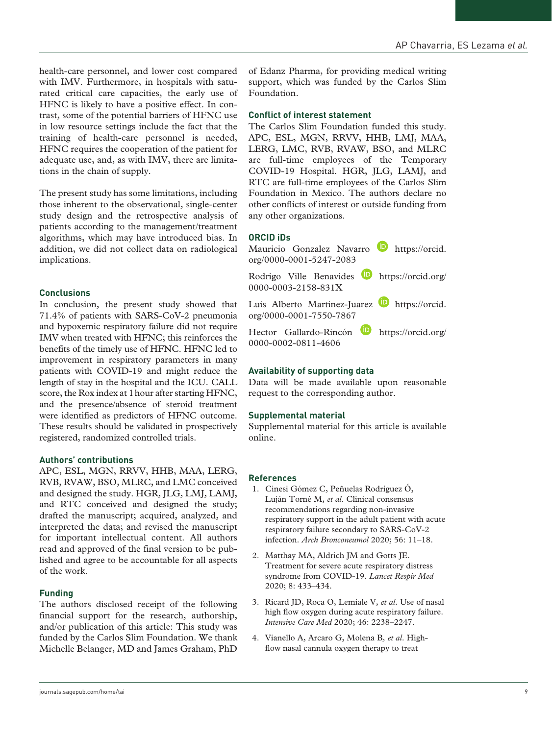health-care personnel, and lower cost compared with IMV. Furthermore, in hospitals with saturated critical care capacities, the early use of HFNC is likely to have a positive effect. In contrast, some of the potential barriers of HFNC use in low resource settings include the fact that the training of health-care personnel is needed, HFNC requires the cooperation of the patient for adequate use, and, as with IMV, there are limitations in the chain of supply.

The present study has some limitations, including those inherent to the observational, single-center study design and the retrospective analysis of patients according to the management/treatment algorithms, which may have introduced bias. In addition, we did not collect data on radiological implications.

## Conclusions

In conclusion, the present study showed that 71.4% of patients with SARS-CoV-2 pneumonia and hypoxemic respiratory failure did not require IMV when treated with HFNC; this reinforces the benefits of the timely use of HFNC. HFNC led to improvement in respiratory parameters in many patients with COVID-19 and might reduce the length of stay in the hospital and the ICU. CALL score, the Rox index at 1 hour after starting HFNC, and the presence/absence of steroid treatment were identified as predictors of HFNC outcome. These results should be validated in prospectively registered, randomized controlled trials.

## Authors' contributions

APC, ESL, MGN, RRVV, HHB, MAA, LERG, RVB, RVAW, BSO, MLRC, and LMC conceived and designed the study. HGR, JLG, LMJ, LAMJ, and RTC conceived and designed the study; drafted the manuscript; acquired, analyzed, and interpreted the data; and revised the manuscript for important intellectual content. All authors read and approved of the final version to be published and agree to be accountable for all aspects of the work.

## Funding

The authors disclosed receipt of the following financial support for the research, authorship, and/or publication of this article: This study was funded by the Carlos Slim Foundation. We thank Michelle Belanger, MD and James Graham, PhD of Edanz Pharma, for providing medical writing support, which was funded by the Carlos Slim Foundation.

## Conflict of interest statement

The Carlos Slim Foundation funded this study. APC, ESL, MGN, RRVV, HHB, LMJ, MAA, LERG, LMC, RVB, RVAW, BSO, and MLRC are full-time employees of the Temporary COVID-19 Hospital. HGR, JLG, LAMJ, and RTC are full-time employees of the Carlos Slim Foundation in Mexico. The authors declare no other conflicts of interest or outside funding from any other organizations.

## ORCID iDs

Mauricio Gonzalez Navarro https://orcid.org/0000-0001-5247-2083

Rodrigo Ville Benavides https://orcid.org/0000-0003-2158-831X

Luis Alberto Martinez-Juarez https://orcid.org/0000-0001-7550-7867

Hector Gallardo-Rincón https://orcid.org/0000-0002-0811-4606

## Availability of supporting data

Data will be made available upon reasonable request to the corresponding author.

## Supplemental material

Supplemental material for this article is available online.

## References

1. Cinesi Gómez C, Peñuelas Rodríguez Ó, Luján Torné M, *et al.* Clinical consensus recommendations regarding non-invasive respiratory support in the adult patient with acute respiratory failure secondary to SARS-CoV-2 infection. *Arch Bronconeumol* 2020; 56: 11–18.
2. Matthay MA, Aldrich JM and Gotts JE. Treatment for severe acute respiratory distress syndrome from COVID-19. *Lancet Respir Med* 2020; 8: 433–434.
3. Ricard JD, Roca O, Lemiale V, *et al.* Use of nasal high flow oxygen during acute respiratory failure. *Intensive Care Med* 2020; 46: 2238–2247.
4. Vianello A, Arcaro G, Molena B, *et al.* High-flow nasal cannula oxygen therapy to treat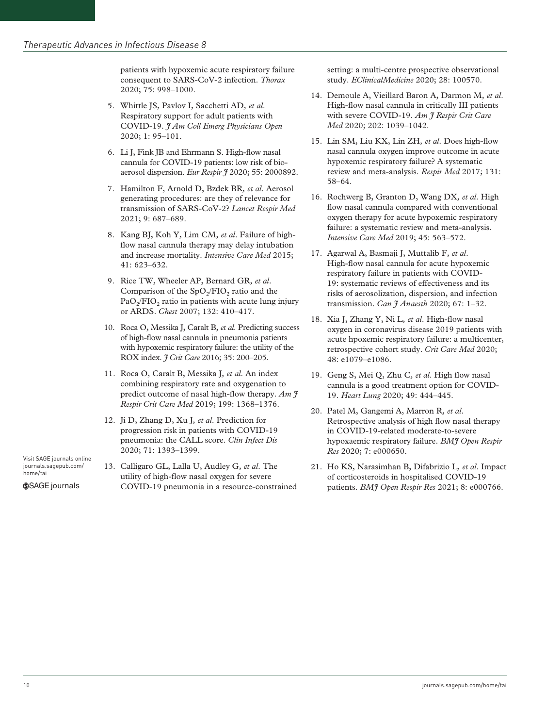patients with hypoxemic acute respiratory failure consequent to SARS-CoV-2 infection. *Thorax* 2020; 75: 998–1000.

5. Whittle JS, Pavlov I, Sacchetti AD, *et al*. Respiratory support for adult patients with COVID-19. *J Am Coll Emerg Physicians Open* 2020; 1: 95–101.
6. Li J, Fink JB and Ehrmann S. High-flow nasal cannula for COVID-19 patients: low risk of bio-aerosol dispersion. *Eur Respir J* 2020; 55: 2000892.
7. Hamilton F, Arnold D, Bzdek BR, *et al*. Aerosol generating procedures: are they of relevance for transmission of SARS-CoV-2? *Lancet Respir Med* 2021; 9: 687–689.
8. Kang BJ, Koh Y, Lim CM, *et al*. Failure of high-flow nasal cannula therapy may delay intubation and increase mortality. *Intensive Care Med* 2015; 41: 623–632.
9. Rice TW, Wheeler AP, Bernard GR, *et al*. Comparison of the $SpO_2/FIO_2$ ratio and the $PaO_2/FIO_2$ ratio in patients with acute lung injury or ARDS. *Chest* 2007; 132: 410–417.
10. Roca O, Messika J, Caralt B, *et al*. Predicting success of high-flow nasal cannula in pneumonia patients with hypoxemic respiratory failure: the utility of the ROX index. *J Crit Care* 2016; 35: 200–205.
11. Roca O, Caralt B, Messika J, *et al*. An index combining respiratory rate and oxygenation to predict outcome of nasal high-flow therapy. *Am J Respir Crit Care Med* 2019; 199: 1368–1376.
12. Ji D, Zhang D, Xu J, *et al*. Prediction for progression risk in patients with COVID-19 pneumonia: the CALL score. *Clin Infect Dis* 2020; 71: 1393–1399.
13. Calligaro GL, Lalla U, Audley G, *et al*. The utility of high-flow nasal oxygen for severe COVID-19 pneumonia in a resource-constrained setting: a multi-centre prospective observational study. *EClinicalMedicine* 2020; 28: 100570.
14. Demoule A, Vieillard Baron A, Darmon M, *et al*. High-flow nasal cannula in critically III patients with severe COVID-19. *Am J Respir Crit Care Med* 2020; 202: 1039–1042.
15. Lin SM, Liu KX, Lin ZH, *et al*. Does high-flow nasal cannula oxygen improve outcome in acute hypoxemic respiratory failure? A systematic review and meta-analysis. *Respir Med* 2017; 131: 58–64.
16. Rochwerg B, Granton D, Wang DX, *et al*. High flow nasal cannula compared with conventional oxygen therapy for acute hypoxemic respiratory failure: a systematic review and meta-analysis. *Intensive Care Med* 2019; 45: 563–572.
17. Agarwal A, Basmaji J, Muttalib F, *et al*. High-flow nasal cannula for acute hypoxemic respiratory failure in patients with COVID-19: systematic reviews of effectiveness and its risks of aerosolization, dispersion, and infection transmission. *Can J Anaesth* 2020; 67: 1–32.
18. Xia J, Zhang Y, Ni L, *et al*. High-flow nasal oxygen in coronavirus disease 2019 patients with acute hpoxemic respiratory failure: a multicenter, retrospective cohort study. *Crit Care Med* 2020; 48: e1079–e1086.
19. Geng S, Mei Q, Zhu C, *et al*. High flow nasal cannula is a good treatment option for COVID-19. *Heart Lung* 2020; 49: 444–445.
20. Patel M, Gangemi A, Marron R, *et al*. Retrospective analysis of high flow nasal therapy in COVID-19-related moderate-to-severe hypoxaemic respiratory failure. *BMJ Open Respir Res* 2020; 7: e000650.
21. Ho KS, Narasimhan B, Difabrizio L, *et al*. Impact of corticosteroids in hospitalised COVID-19 patients. *BMJ Open Respir Res* 2021; 8: e000766.

Visit SAGE journals online journals.sagepub.com/home/tai

SAGE journals